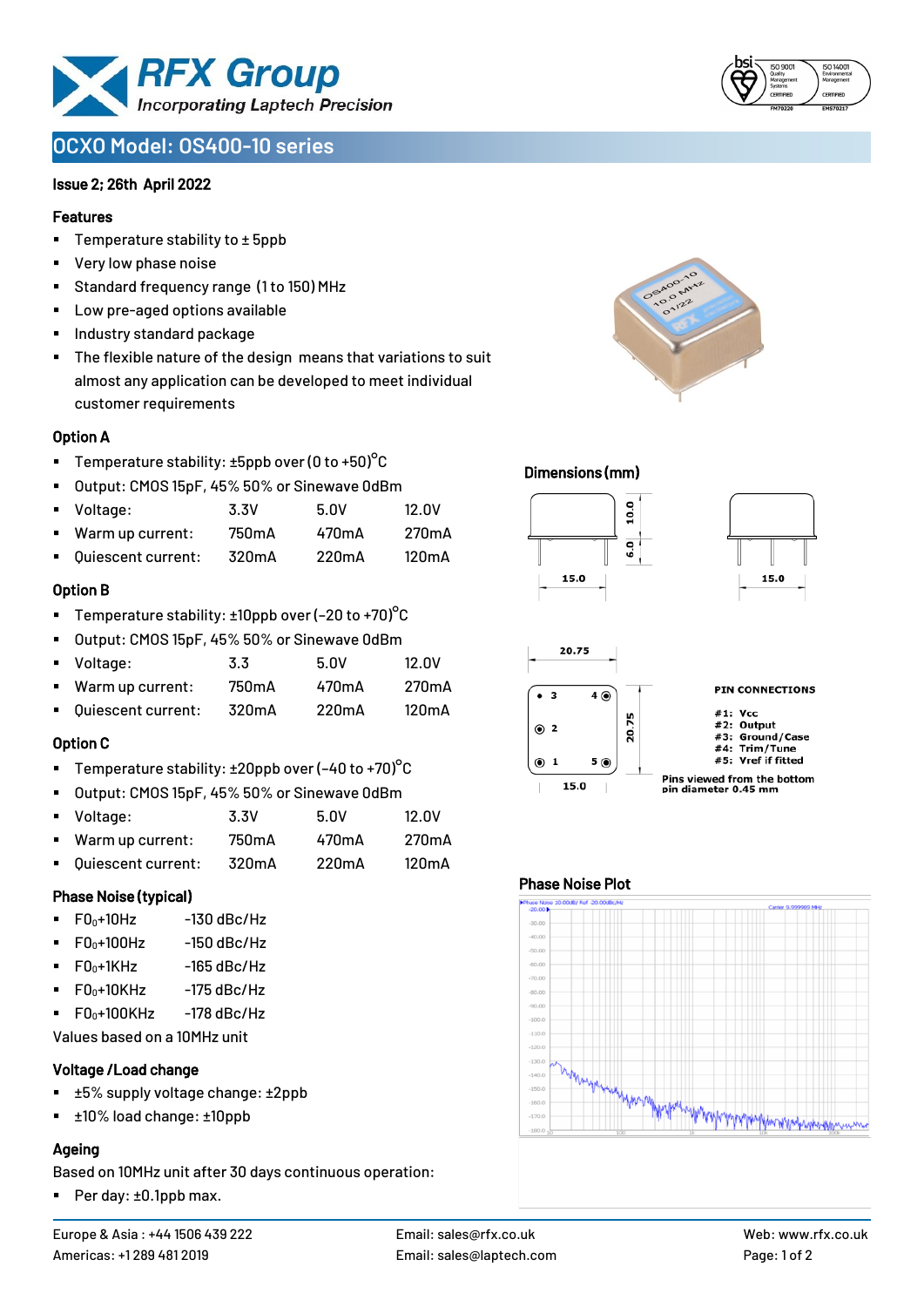# OCXO Model: OS400-10 series

**Issue 2; 26th April 2022**

### Features

- Temperature stability to ± 5ppb
- Very low phase noise
- Standard frequency range (1 to 150) MHz
- Low pre-aged options available
- Industry standard package
- The flexible nature of the design means that variations to suit almost any application can be developed to meet individual customer requirements

### Option A

- Temperature stability: ±5ppb over (0 to +50)°C
- Output: CMOS 15pF, 45% 50% or Sinewave 0dBm

| | 3.3V | 5.0V | 12.0V |
|---|---|---|---|
| Voltage: | 3.3V | 5.0V | 12.0V |
| Warm up current: | 750mA | 470mA | 270mA |
| Quiescent current: | 320mA | 220mA | 120mA |

### Option B

- Temperature stability: ±10ppb over (-20 to +70)°C
- Output: CMOS 15pF, 45% 50% or Sinewave 0dBm

| | 3.3 | 5.0V | 12.0V |
|---|---|---|---|
| Voltage: | 3.3 | 5.0V | 12.0V |
| Warm up current: | 750mA | 470mA | 270mA |
| Quiescent current: | 320mA | 220mA | 120mA |

### Option C

- Temperature stability: ±20ppb over (-40 to +70)°C
- Output: CMOS 15pF, 45% 50% or Sinewave 0dBm

| | 3.3V | 5.0V | 12.0V |
|---|---|---|---|
| Voltage: | 3.3V | 5.0V | 12.0V |
| Warm up current: | 750mA | 470mA | 270mA |
| Quiescent current: | 320mA | 220mA | 120mA |

### Phase Noise (typical)

- $F0_0$+10Hz -130 dBc/Hz
- $F0_0$+100Hz -150 dBc/Hz
- $F0_0$+1KHz -165 dBc/Hz
- $F0_0$+10KHz -175 dBc/Hz
- $F0_0$+100KHz -178 dBc/Hz

Values based on a 10MHz unit

### Voltage /Load change

- ±5% supply voltage change: ±2ppb
- ±10% load change: ±10ppb

### Ageing

Based on 10MHz unit after 30 days continuous operation:

- Per day: ±0.1ppb max.

### Dimensions (mm)

15.0, 10.0, 6.0, 15.0, 20.75, 20.75, 15.0

**PIN CONNECTIONS**

- #1: Vcc
- #2: Output
- #3: Ground/Case
- #4: Trim/Tune
- #5: Vref if fitted

Pins viewed from the bottom
pin diameter 0.45 mm

### Phase Noise Plot

Europe & Asia : +44 1506 439 222 | Email: sales@rfx.co.uk | Web: www.rfx.co.uk
Americas: +1 289 481 2019 | Email: sales@laptech.com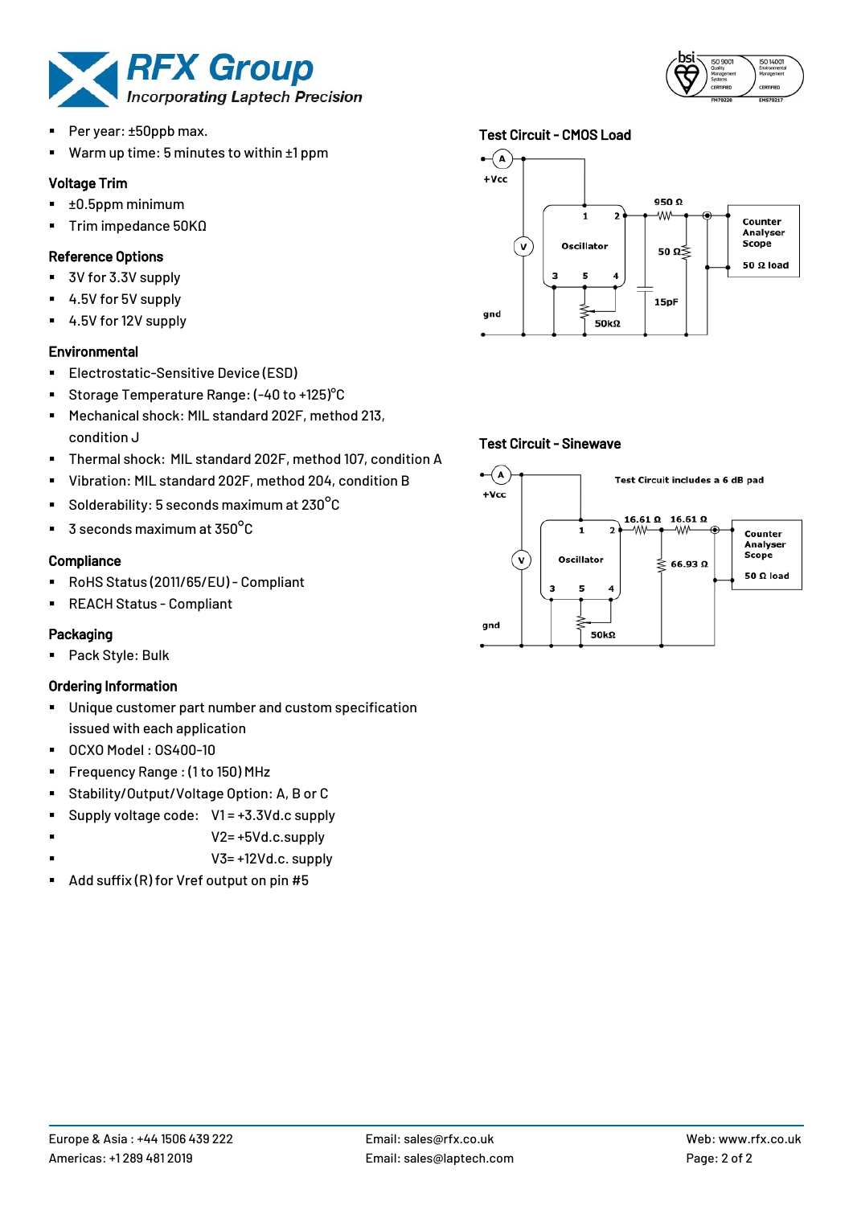- Per year: ±50ppb max.
- Warm up time: 5 minutes to within ±1 ppm

### Voltage Trim

- ±0.5ppm minimum
- Trim impedance 50KΩ

### Reference Options

- 3V for 3.3V supply
- 4.5V for 5V supply
- 4.5V for 12V supply

### Environmental

- Electrostatic-Sensitive Device (ESD)
- Storage Temperature Range: (-40 to +125)°C
- Mechanical shock: MIL standard 202F, method 213, condition J
- Thermal shock: MIL standard 202F, method 107, condition A
- Vibration: MIL standard 202F, method 204, condition B
- Solderability: 5 seconds maximum at 230°C
- 3 seconds maximum at 350°C

### Compliance

- RoHS Status (2011/65/EU) - Compliant
- REACH Status - Compliant

### Packaging

- Pack Style: Bulk

### Ordering Information

- Unique customer part number and custom specification issued with each application
- OCXO Model : OS400-10
- Frequency Range : (1 to 150) MHz
- Stability/Output/Voltage Option: A, B or C
- Supply voltage code: V1 = +3.3Vd.c supply
- V2= +5Vd.c.supply
- V3= +12Vd.c. supply
- Add suffix (R) for Vref output on pin #5

### Test Circuit - CMOS Load

A
+Vcc
V
gnd
Oscillator
1 2 3 5 4
50kΩ
950 Ω
50 Ω
15pF
Counter Analyser Scope
50 Ω load

### Test Circuit - Sinewave

Test Circuit includes a 6 dB pad
A
+Vcc
V
gnd
Oscillator
1 2 3 5 4
50kΩ
16.61 Ω 16.61 Ω
66.93 Ω
Counter Analyser Scope
50 Ω load

Europe & Asia : +44 1506 439 222
Americas: +1 289 481 2019
Email: sales@rfx.co.uk
Email: sales@laptech.com
Web: www.rfx.co.uk